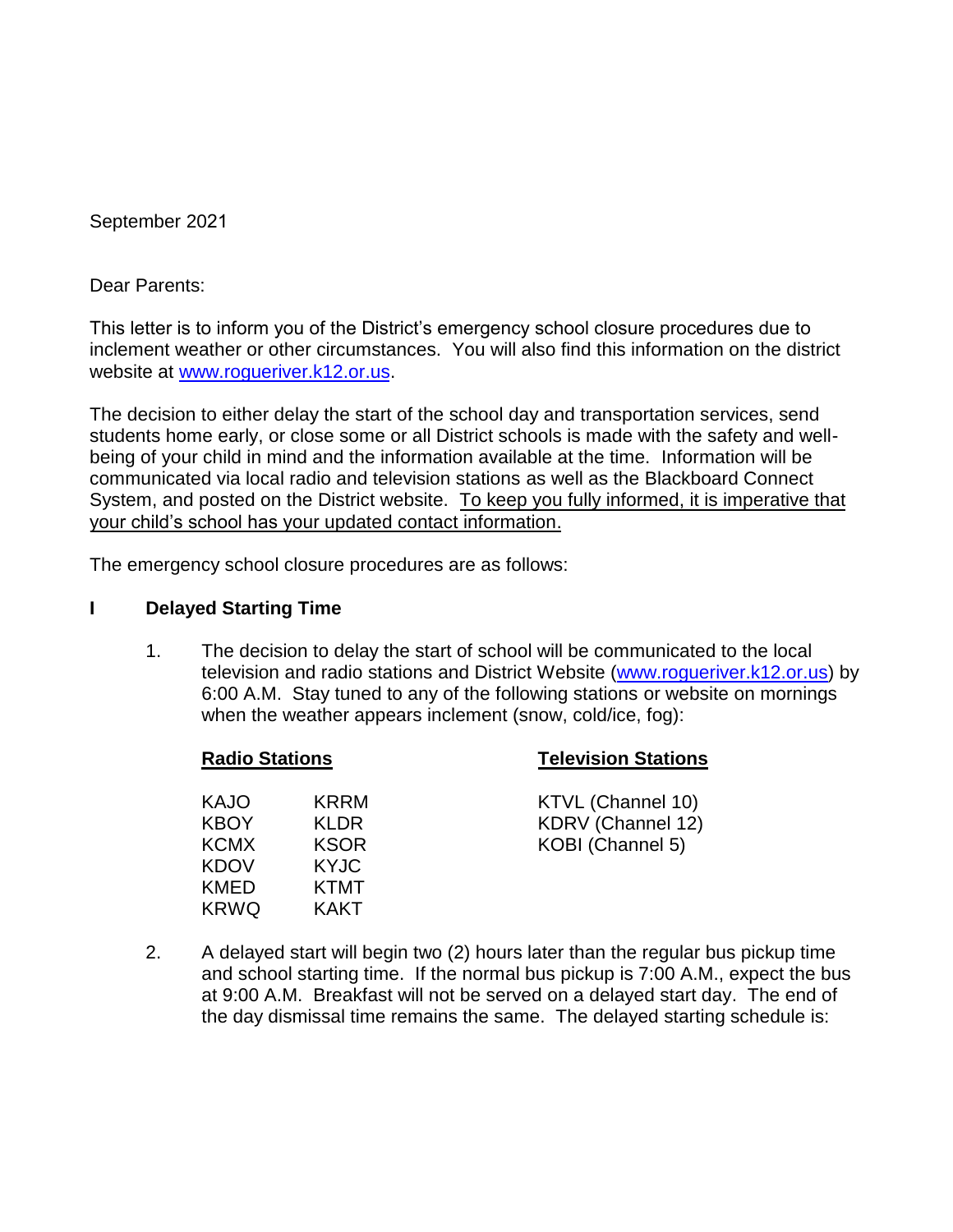September 2021

Dear Parents:

This letter is to inform you of the District's emergency school closure procedures due to inclement weather or other circumstances. You will also find this information on the district website at [www.rogueriver.k12.or.us](http://www.rogueriver.k12.or.us).

The decision to either delay the start of the school day and transportation services, send students home early, or close some or all District schools is made with the safety and well-being of your child in mind and the information available at the time. Information will be communicated via local radio and television stations as well as the Blackboard Connect System, and posted on the District website. <u>To keep you fully informed, it is imperative that your child's school has your updated contact information.</u>

The emergency school closure procedures are as follows:

## I Delayed Starting Time

1. The decision to delay the start of school will be communicated to the local television and radio stations and District Website ([www.rogueriver.k12.or.us](http://www.rogueriver.k12.or.us)) by 6:00 A.M. Stay tuned to any of the following stations or website on mornings when the weather appears inclement (snow, cold/ice, fog):

| **Radio Stations** | | **Television Stations** |
|---|---|---|
| KAJO | KRRM | KTVL (Channel 10) |
| KBOY | KLDR | KDRV (Channel 12) |
| KCMX | KSOR | KOBI (Channel 5) |
| KDOV | KYJC | |
| KMED | KTMT | |
| KRWQ | KAKT | |

2. A delayed start will begin two (2) hours later than the regular bus pickup time and school starting time. If the normal bus pickup is 7:00 A.M., expect the bus at 9:00 A.M. Breakfast will not be served on a delayed start day. The end of the day dismissal time remains the same. The delayed starting schedule is: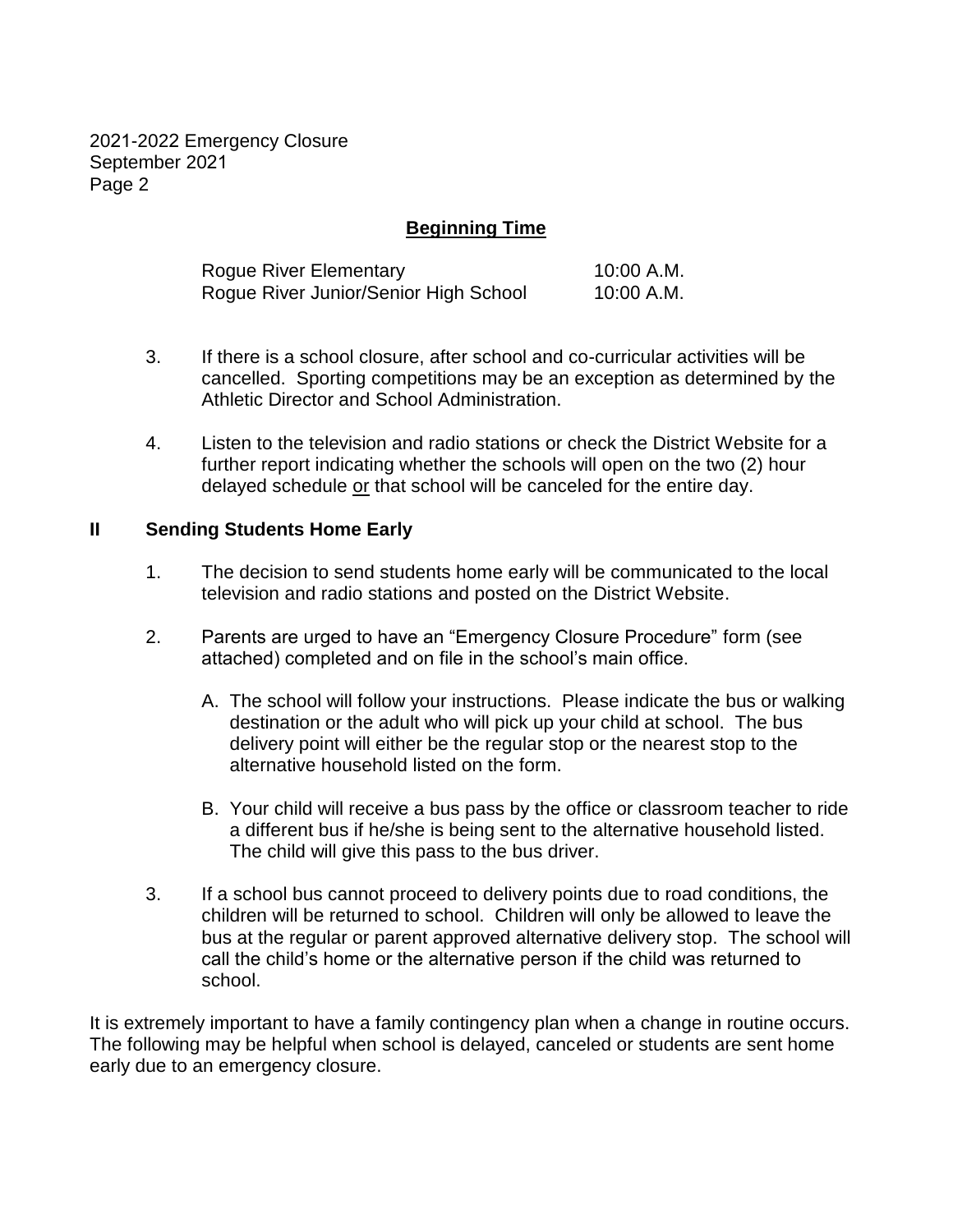## Beginning Time

| | |
|---|---|
| Rogue River Elementary | 10:00 A.M. |
| Rogue River Junior/Senior High School | 10:00 A.M. |

3. If there is a school closure, after school and co-curricular activities will be cancelled. Sporting competitions may be an exception as determined by the Athletic Director and School Administration.

4. Listen to the television and radio stations or check the District Website for a further report indicating whether the schools will open on the two (2) hour delayed schedule <u>or</u> that school will be canceled for the entire day.

## II Sending Students Home Early

1. The decision to send students home early will be communicated to the local television and radio stations and posted on the District Website.

2. Parents are urged to have an "Emergency Closure Procedure" form (see attached) completed and on file in the school's main office.

   A. The school will follow your instructions. Please indicate the bus or walking destination or the adult who will pick up your child at school. The bus delivery point will either be the regular stop or the nearest stop to the alternative household listed on the form.

   B. Your child will receive a bus pass by the office or classroom teacher to ride a different bus if he/she is being sent to the alternative household listed. The child will give this pass to the bus driver.

3. If a school bus cannot proceed to delivery points due to road conditions, the children will be returned to school. Children will only be allowed to leave the bus at the regular or parent approved alternative delivery stop. The school will call the child's home or the alternative person if the child was returned to school.

It is extremely important to have a family contingency plan when a change in routine occurs. The following may be helpful when school is delayed, canceled or students are sent home early due to an emergency closure.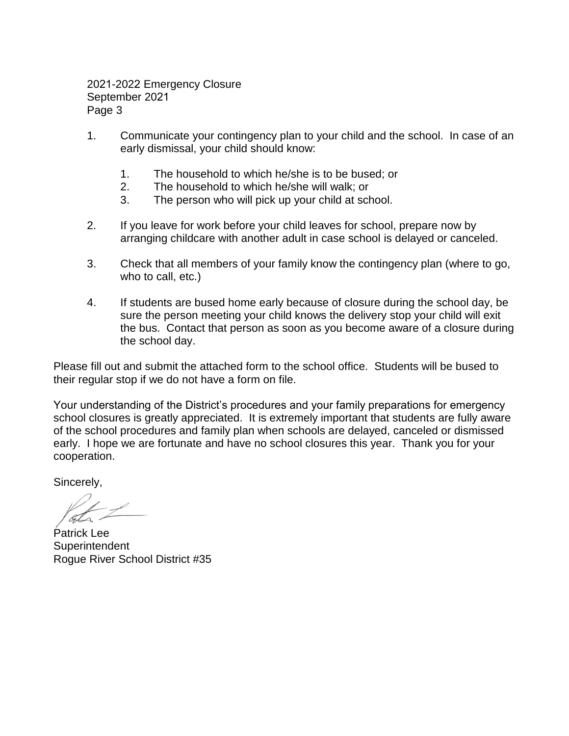1. Communicate your contingency plan to your child and the school. In case of an early dismissal, your child should know:

    1. The household to which he/she is to be bused; or
    2. The household to which he/she will walk; or
    3. The person who will pick up your child at school.

2. If you leave for work before your child leaves for school, prepare now by arranging childcare with another adult in case school is delayed or canceled.

3. Check that all members of your family know the contingency plan (where to go, who to call, etc.)

4. If students are bused home early because of closure during the school day, be sure the person meeting your child knows the delivery stop your child will exit the bus. Contact that person as soon as you become aware of a closure during the school day.

Please fill out and submit the attached form to the school office. Students will be bused to their regular stop if we do not have a form on file.

Your understanding of the District's procedures and your family preparations for emergency school closures is greatly appreciated. It is extremely important that students are fully aware of the school procedures and family plan when schools are delayed, canceled or dismissed early. I hope we are fortunate and have no school closures this year. Thank you for your cooperation.

Sincerely,

Patrick Lee
Superintendent
Rogue River School District #35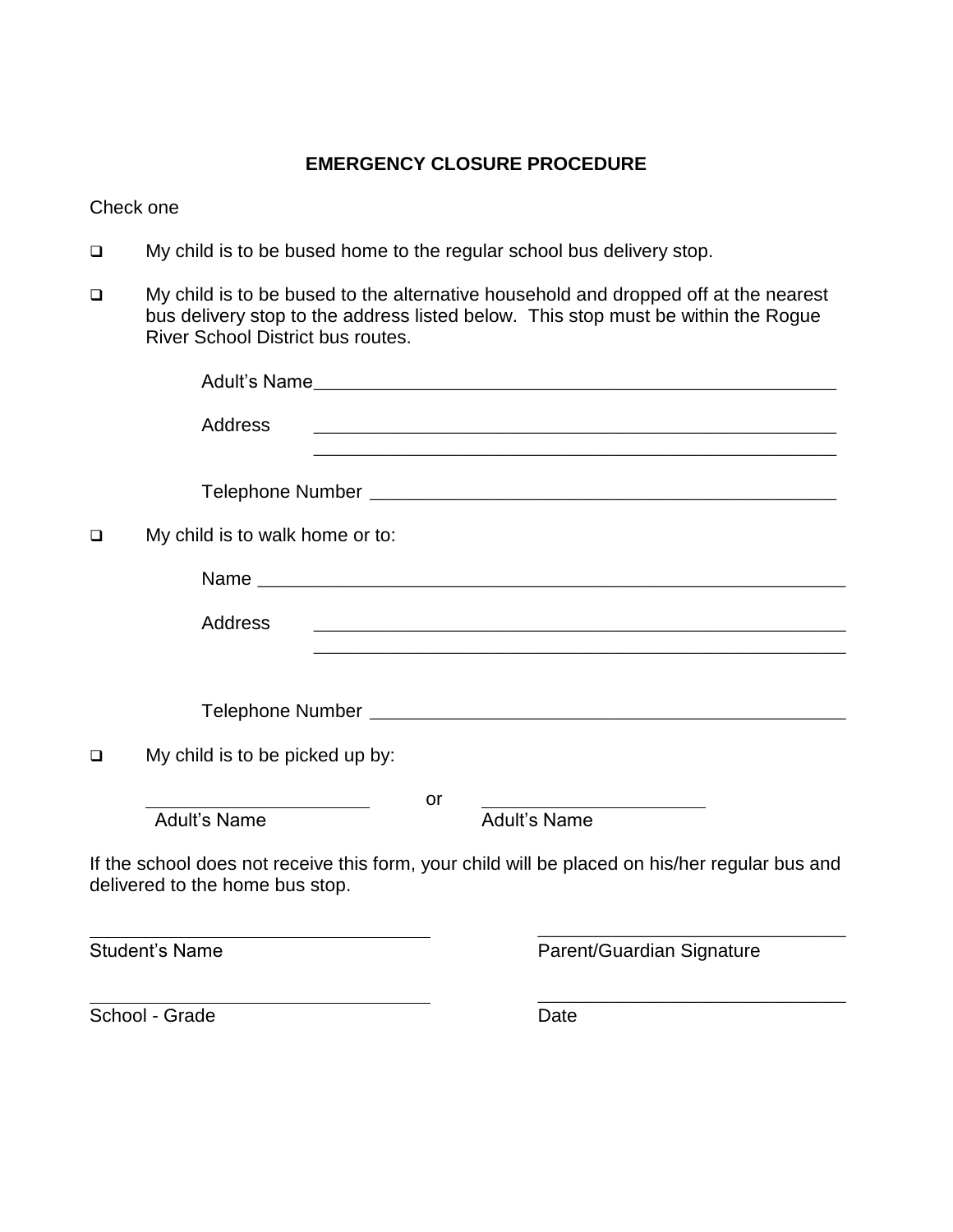**EMERGENCY CLOSURE PROCEDURE**

Check one

- ❑ My child is to be bused home to the regular school bus delivery stop.

- ❑ My child is to be bused to the alternative household and dropped off at the nearest bus delivery stop to the address listed below. This stop must be within the Rogue River School District bus routes.

  Adult's Name______________________________________________________

  Address ______________________________________________________
  ______________________________________________________

  Telephone Number ______________________________________________

- ❑ My child is to walk home or to:

  Name ______________________________________________________

  Address ______________________________________________________
  ______________________________________________________

  Telephone Number ______________________________________________

- ❑ My child is to be picked up by:

  ______________________ or ______________________
  Adult's Name Adult's Name

If the school does not receive this form, your child will be placed on his/her regular bus and delivered to the home bus stop.

| | |
|---|---|
| ______________________________ | ______________________________ |
| Student's Name | Parent/Guardian Signature |
| ______________________________ | ______________________________ |
| School - Grade | Date |